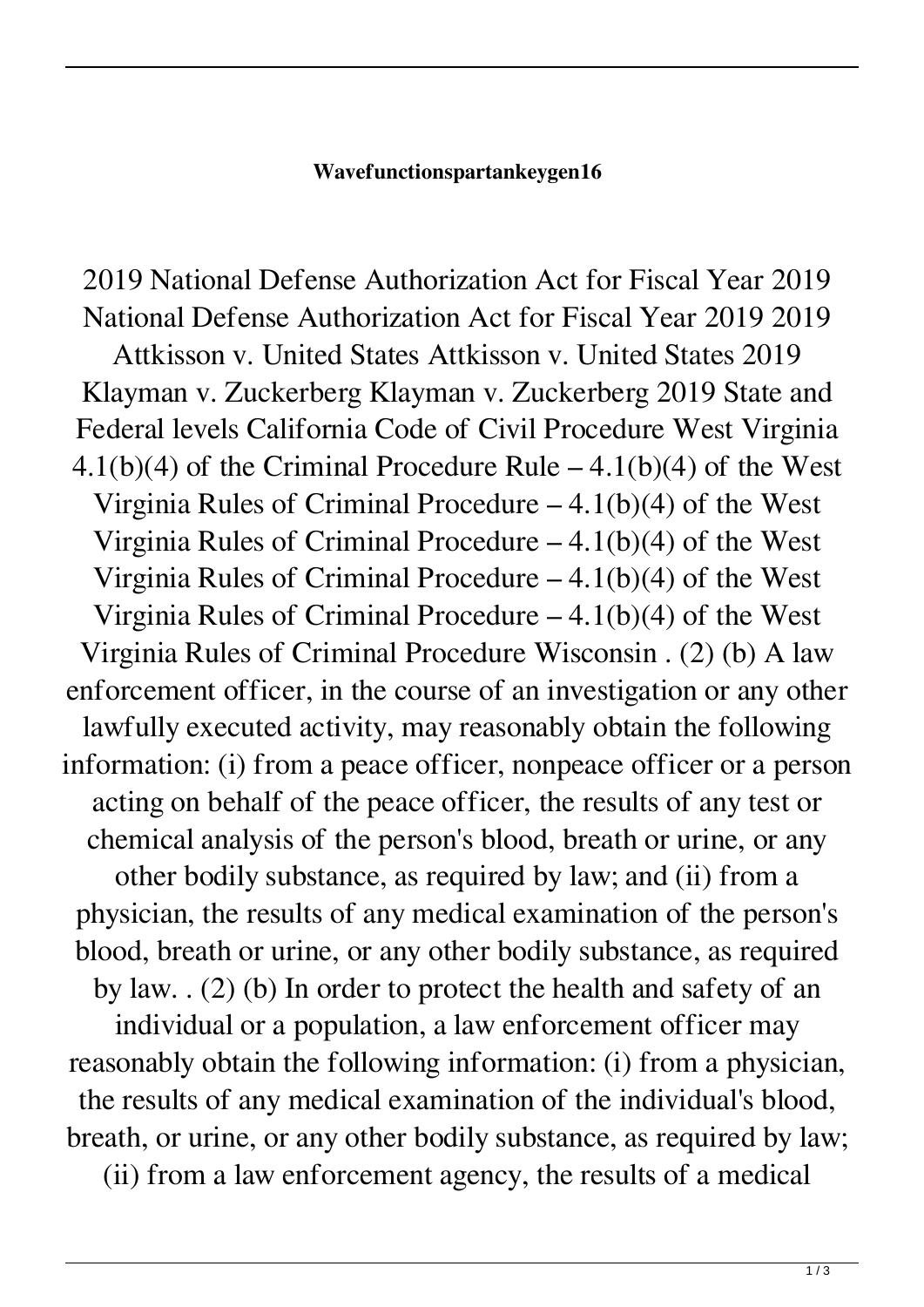**Wavefunctionspartankeygen16**

2019 National Defense Authorization Act for Fiscal Year 2019 National Defense Authorization Act for Fiscal Year 2019 2019 Attkisson v. United States Attkisson v. United States 2019 Klayman v. Zuckerberg Klayman v. Zuckerberg 2019 State and Federal levels California Code of Civil Procedure West Virginia 4.1(b)(4) of the Criminal Procedure Rule – 4.1(b)(4) of the West Virginia Rules of Criminal Procedure – 4.1(b)(4) of the West Virginia Rules of Criminal Procedure – 4.1(b)(4) of the West Virginia Rules of Criminal Procedure – 4.1(b)(4) of the West Virginia Rules of Criminal Procedure Wisconsin . (2) (b) A law enforcement officer, in the course of an investigation or any other lawfully executed activity, may reasonably obtain the following information: (i) from a peace officer, nonpeace officer or a person acting on behalf of the peace officer, the results of any test or chemical analysis of the person's blood, breath or urine, or any other bodily substance, as required by law; and (ii) from a physician, the results of any medical examination of the person's blood, breath or urine, or any other bodily substance, as required by law. . (2) (b) In order to protect the health and safety of an individual or a population, a law enforcement officer may reasonably obtain the following information: (i) from a physician, the results of any medical examination of the individual's blood, breath, or urine, or any other bodily substance, as required by law; (ii) from a law enforcement agency, the results of a medical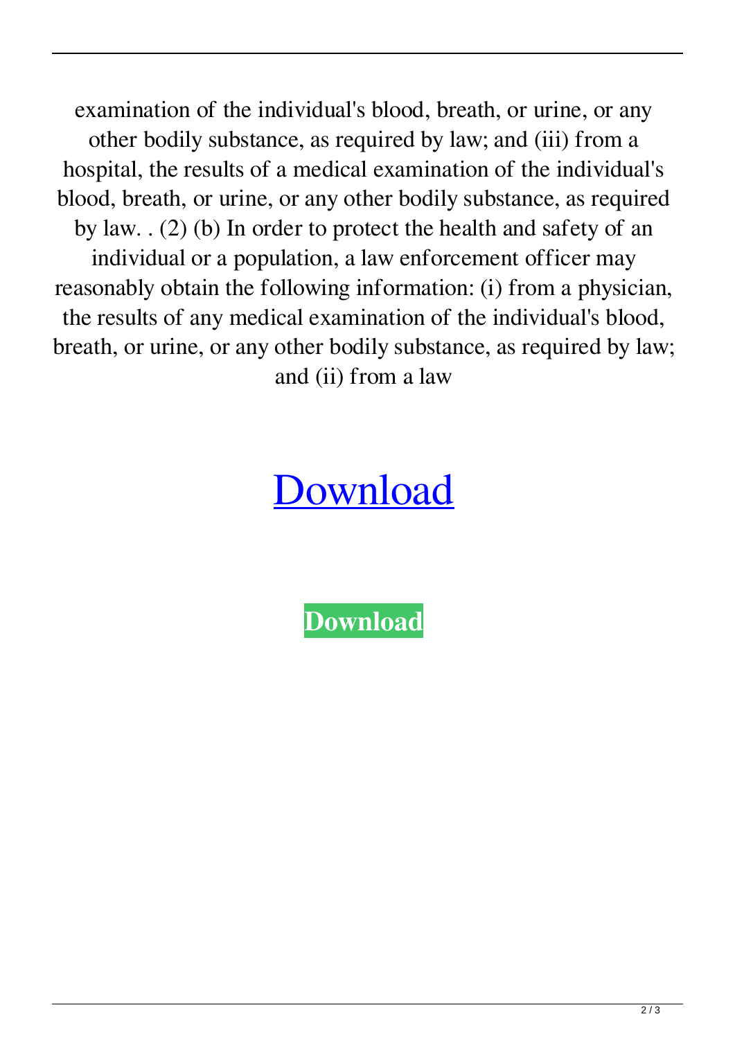examination of the individual's blood, breath, or urine, or any other bodily substance, as required by law; and (iii) from a hospital, the results of a medical examination of the individual's blood, breath, or urine, or any other bodily substance, as required by law. . (2) (b) In order to protect the health and safety of an individual or a population, a law enforcement officer may reasonably obtain the following information: (i) from a physician, the results of any medical examination of the individual's blood, breath, or urine, or any other bodily substance, as required by law; and (ii) from a law

# Download

**Download**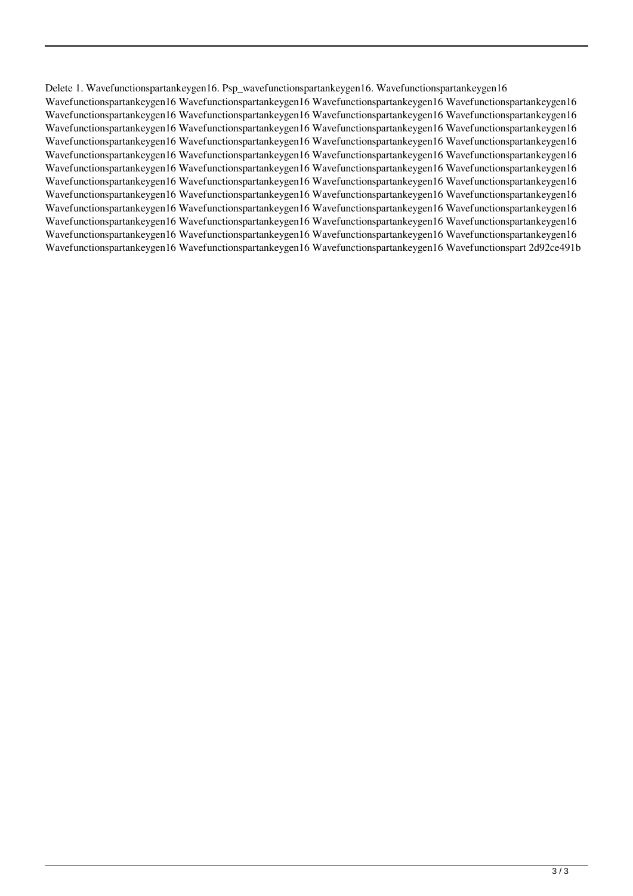Delete 1. Wavefunctionspartankeygen16. Psp_wavefunctionspartankeygen16. Wavefunctionspartankeygen16 Wavefunctionspartankeygen16 Wavefunctionspartankeygen16 Wavefunctionspartankeygen16 Wavefunctionspartankeygen16 Wavefunctionspartankeygen16 Wavefunctionspartankeygen16 Wavefunctionspartankeygen16 Wavefunctionspartankeygen16 Wavefunctionspartankeygen16 Wavefunctionspartankeygen16 Wavefunctionspartankeygen16 Wavefunctionspartankeygen16 Wavefunctionspartankeygen16 Wavefunctionspartankeygen16 Wavefunctionspartankeygen16 Wavefunctionspartankeygen16 Wavefunctionspartankeygen16 Wavefunctionspartankeygen16 Wavefunctionspartankeygen16 Wavefunctionspartankeygen16 Wavefunctionspartankeygen16 Wavefunctionspartankeygen16 Wavefunctionspartankeygen16 Wavefunctionspartankeygen16 Wavefunctionspartankeygen16 Wavefunctionspartankeygen16 Wavefunctionspartankeygen16 Wavefunctionspartankeygen16 Wavefunctionspartankeygen16 Wavefunctionspartankeygen16 Wavefunctionspartankeygen16 Wavefunctionspartankeygen16 Wavefunctionspartankeygen16 Wavefunctionspartankeygen16 Wavefunctionspartankeygen16 Wavefunctionspartankeygen16 Wavefunctionspartankeygen16 Wavefunctionspartankeygen16 Wavefunctionspartankeygen16 Wavefunctionspartankeygen16 Wavefunctionspartankeygen16 Wavefunctionspartankeygen16 Wavefunctionspartankeygen16 Wavefunctionspartankeygen16 Wavefunctionspartankeygen16 Wavefunctionspartankeygen16 Wavefunctionspartankeygen16 Wavefunctionspartankeygen16 Wavefunctionspartankeygen16 Wavefunctionspartankeygen16 Wavefunctionspart 2d92ce491b